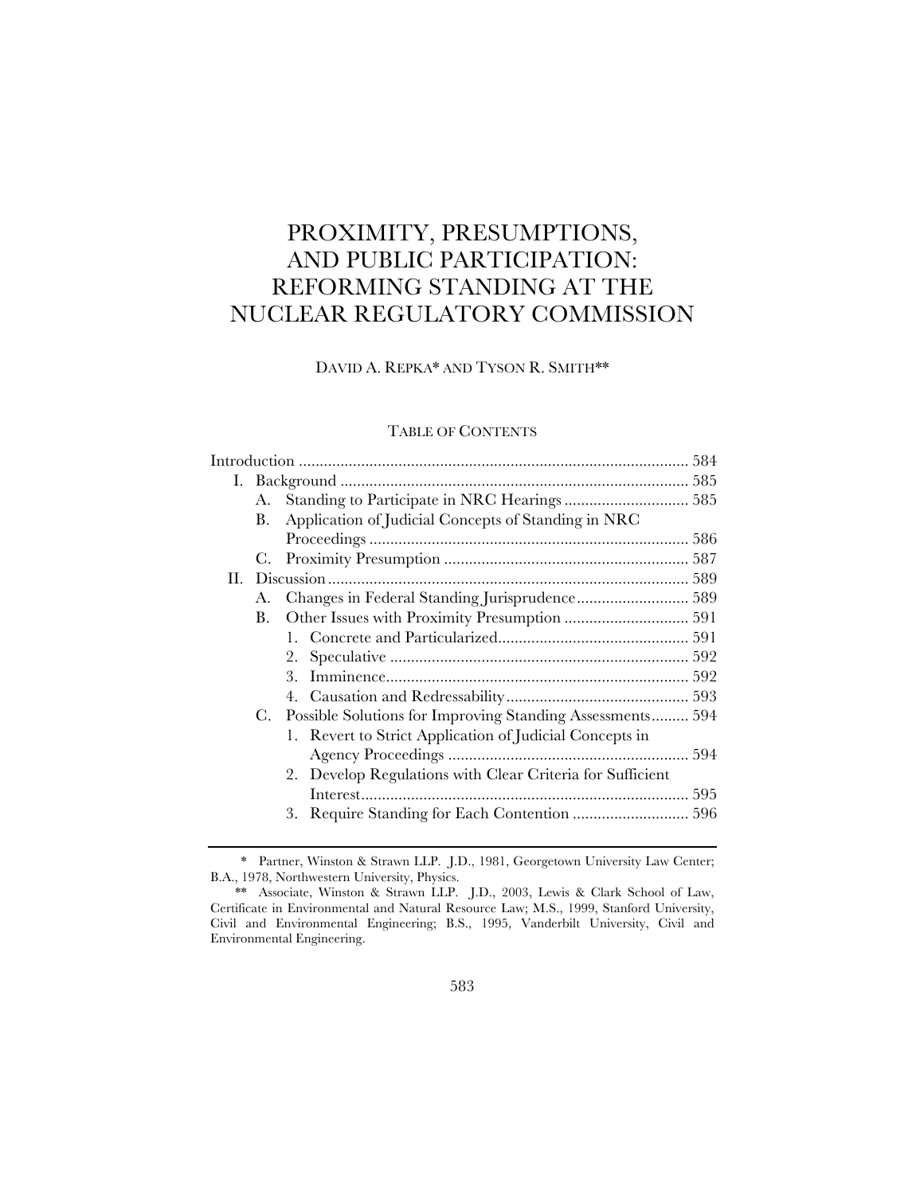# PROXIMITY, PRESUMPTIONS, AND PUBLIC PARTICIPATION: REFORMING STANDING AT THE NUCLEAR REGULATORY COMMISSION

DAVID A. REPKA* AND TYSON R. SMITH**

TABLE OF CONTENTS

- Introduction ............................................................ 584
- I. Background ............................................................ 585
  - A. Standing to Participate in NRC Hearings ............................ 585
  - B. Application of Judicial Concepts of Standing in NRC Proceedings ............................ 586
  - C. Proximity Presumption ............................ 587
- II. Discussion ............................................................ 589
  - A. Changes in Federal Standing Jurisprudence ............................ 589
  - B. Other Issues with Proximity Presumption ............................ 591
    - 1. Concrete and Particularized ............................ 591
    - 2. Speculative ............................ 592
    - 3. Imminence ............................ 592
    - 4. Causation and Redressability ............................ 593
  - C. Possible Solutions for Improving Standing Assessments ......... 594
    - 1. Revert to Strict Application of Judicial Concepts in Agency Proceedings ............................ 594
    - 2. Develop Regulations with Clear Criteria for Sufficient Interest ............................ 595
    - 3. Require Standing for Each Contention ............................ 596

---

\* Partner, Winston & Strawn LLP. J.D., 1981, Georgetown University Law Center; B.A., 1978, Northwestern University, Physics.

\*\* Associate, Winston & Strawn LLP. J.D., 2003, Lewis & Clark School of Law, Certificate in Environmental and Natural Resource Law; M.S., 1999, Stanford University, Civil and Environmental Engineering; B.S., 1995, Vanderbilt University, Civil and Environmental Engineering.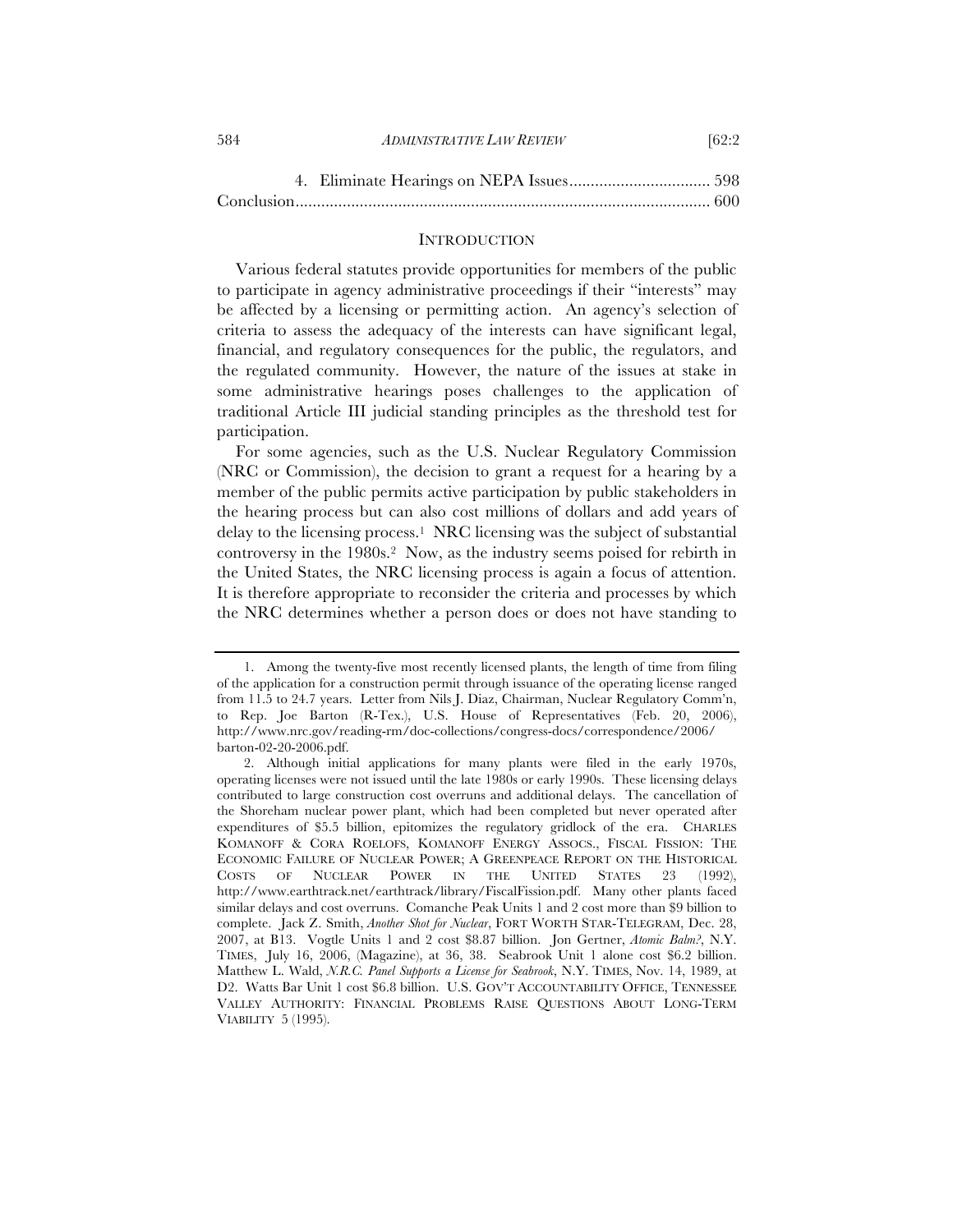4. Eliminate Hearings on NEPA Issues ................................. 598

Conclusion ................................................................................................ 600

## INTRODUCTION

Various federal statutes provide opportunities for members of the public to participate in agency administrative proceedings if their "interests" may be affected by a licensing or permitting action. An agency's selection of criteria to assess the adequacy of the interests can have significant legal, financial, and regulatory consequences for the public, the regulators, and the regulated community. However, the nature of the issues at stake in some administrative hearings poses challenges to the application of traditional Article III judicial standing principles as the threshold test for participation.

For some agencies, such as the U.S. Nuclear Regulatory Commission (NRC or Commission), the decision to grant a request for a hearing by a member of the public permits active participation by public stakeholders in the hearing process but can also cost millions of dollars and add years of delay to the licensing process.[1] NRC licensing was the subject of substantial controversy in the 1980s.[2] Now, as the industry seems poised for rebirth in the United States, the NRC licensing process is again a focus of attention. It is therefore appropriate to reconsider the criteria and processes by which the NRC determines whether a person does or does not have standing to

---

1. Among the twenty-five most recently licensed plants, the length of time from filing of the application for a construction permit through issuance of the operating license ranged from 11.5 to 24.7 years. Letter from Nils J. Diaz, Chairman, Nuclear Regulatory Comm'n, to Rep. Joe Barton (R-Tex.), U.S. House of Representatives (Feb. 20, 2006), http://www.nrc.gov/reading-rm/doc-collections/congress-docs/correspondence/2006/barton-02-20-2006.pdf.

2. Although initial applications for many plants were filed in the early 1970s, operating licenses were not issued until the late 1980s or early 1990s. These licensing delays contributed to large construction cost overruns and additional delays. The cancellation of the Shoreham nuclear power plant, which had been completed but never operated after expenditures of $5.5 billion, epitomizes the regulatory gridlock of the era. CHARLES KOMANOFF & CORA ROELOFS, KOMANOFF ENERGY ASSOCS., FISCAL FISSION: THE ECONOMIC FAILURE OF NUCLEAR POWER; A GREENPEACE REPORT ON THE HISTORICAL COSTS OF NUCLEAR POWER IN THE UNITED STATES 23 (1992), http://www.earthtrack.net/earthtrack/library/FiscalFission.pdf. Many other plants faced similar delays and cost overruns. Comanche Peak Units 1 and 2 cost more than $9 billion to complete. Jack Z. Smith, *Another Shot for Nuclear*, FORT WORTH STAR-TELEGRAM, Dec. 28, 2007, at B13. Vogtle Units 1 and 2 cost $8.87 billion. Jon Gertner, *Atomic Balm?*, N.Y. TIMES, July 16, 2006, (Magazine), at 36, 38. Seabrook Unit 1 alone cost $6.2 billion. Matthew L. Wald, *N.R.C. Panel Supports a License for Seabrook*, N.Y. TIMES, Nov. 14, 1989, at D2. Watts Bar Unit 1 cost $6.8 billion. U.S. GOV'T ACCOUNTABILITY OFFICE, TENNESSEE VALLEY AUTHORITY: FINANCIAL PROBLEMS RAISE QUESTIONS ABOUT LONG-TERM VIABILITY 5 (1995).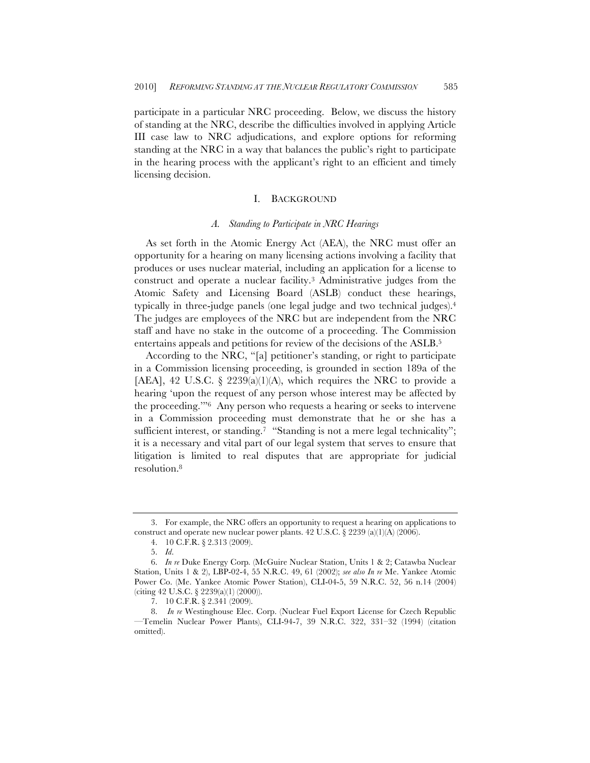participate in a particular NRC proceeding. Below, we discuss the history of standing at the NRC, describe the difficulties involved in applying Article III case law to NRC adjudications, and explore options for reforming standing at the NRC in a way that balances the public's right to participate in the hearing process with the applicant's right to an efficient and timely licensing decision.

## I. BACKGROUND

### *A. Standing to Participate in NRC Hearings*

As set forth in the Atomic Energy Act (AEA), the NRC must offer an opportunity for a hearing on many licensing actions involving a facility that produces or uses nuclear material, including an application for a license to construct and operate a nuclear facility.[3] Administrative judges from the Atomic Safety and Licensing Board (ASLB) conduct these hearings, typically in three-judge panels (one legal judge and two technical judges).[4] The judges are employees of the NRC but are independent from the NRC staff and have no stake in the outcome of a proceeding. The Commission entertains appeals and petitions for review of the decisions of the ASLB.[5]

According to the NRC, "[a] petitioner's standing, or right to participate in a Commission licensing proceeding, is grounded in section 189a of the [AEA], 42 U.S.C. § 2239(a)(1)(A), which requires the NRC to provide a hearing 'upon the request of any person whose interest may be affected by the proceeding.'"[6] Any person who requests a hearing or seeks to intervene in a Commission proceeding must demonstrate that he or she has a sufficient interest, or standing.[7] "Standing is not a mere legal technicality"; it is a necessary and vital part of our legal system that serves to ensure that litigation is limited to real disputes that are appropriate for judicial resolution.[8]

---

3. For example, the NRC offers an opportunity to request a hearing on applications to construct and operate new nuclear power plants. 42 U.S.C. § 2239 (a)(1)(A) (2006).

4. 10 C.F.R. § 2.313 (2009).

5. *Id.*

6. *In re* Duke Energy Corp. (McGuire Nuclear Station, Units 1 & 2; Catawba Nuclear Station, Units 1 & 2), LBP-02-4, 55 N.R.C. 49, 61 (2002); *see also In re* Me. Yankee Atomic Power Co. (Me. Yankee Atomic Power Station), CLI-04-5, 59 N.R.C. 52, 56 n.14 (2004) (citing 42 U.S.C. § 2239(a)(1) (2000)).

7. 10 C.F.R. § 2.341 (2009).

8. *In re* Westinghouse Elec. Corp. (Nuclear Fuel Export License for Czech Republic—Temelin Nuclear Power Plants), CLI-94-7, 39 N.R.C. 322, 331–32 (1994) (citation omitted).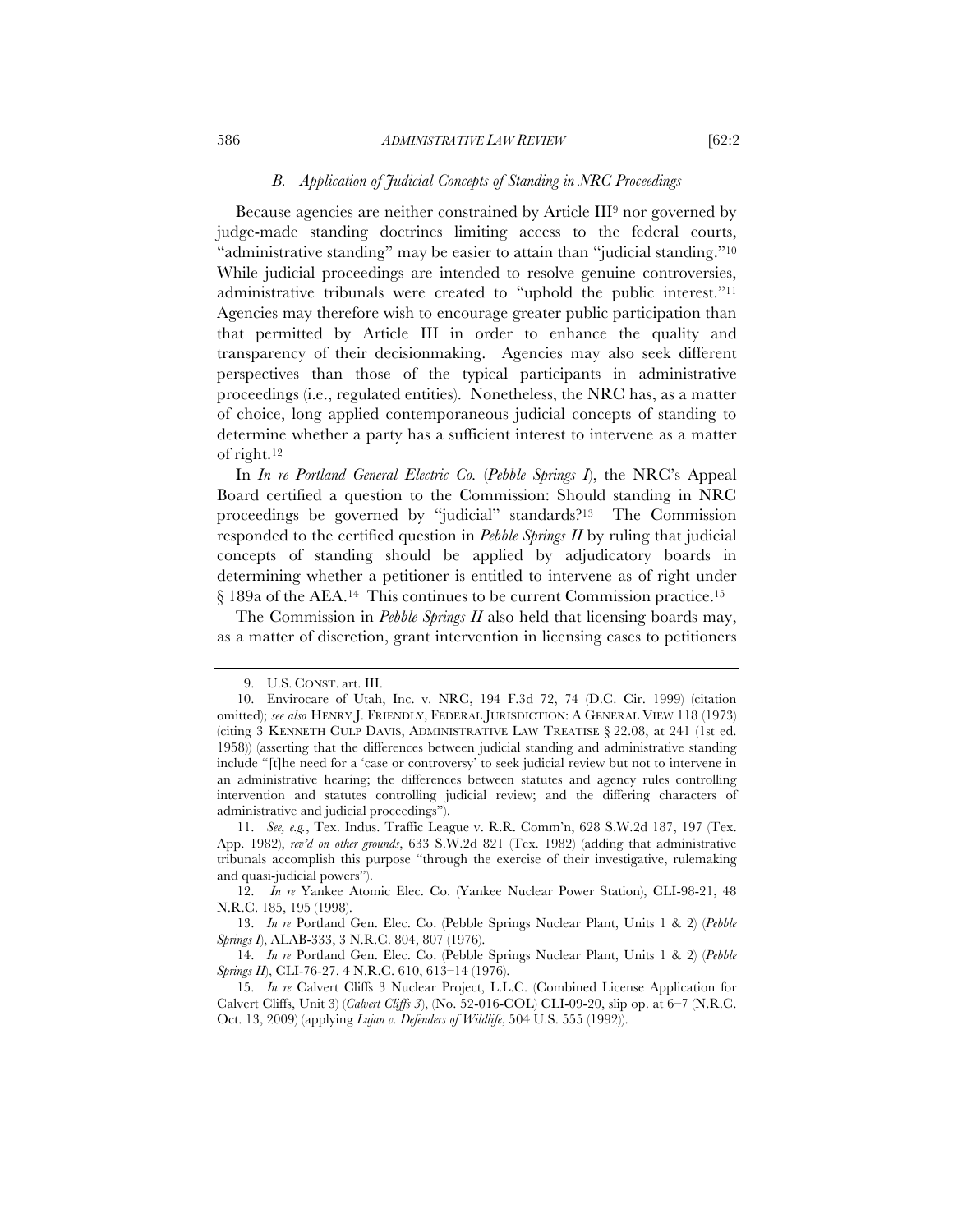### *B. Application of Judicial Concepts of Standing in NRC Proceedings*

Because agencies are neither constrained by Article III[9] nor governed by judge-made standing doctrines limiting access to the federal courts, "administrative standing" may be easier to attain than "judicial standing."[10] While judicial proceedings are intended to resolve genuine controversies, administrative tribunals were created to "uphold the public interest."[11] Agencies may therefore wish to encourage greater public participation than that permitted by Article III in order to enhance the quality and transparency of their decisionmaking. Agencies may also seek different perspectives than those of the typical participants in administrative proceedings (i.e., regulated entities). Nonetheless, the NRC has, as a matter of choice, long applied contemporaneous judicial concepts of standing to determine whether a party has a sufficient interest to intervene as a matter of right.[12]

In *In re Portland General Electric Co.* (*Pebble Springs I*), the NRC's Appeal Board certified a question to the Commission: Should standing in NRC proceedings be governed by "judicial" standards?[13] The Commission responded to the certified question in *Pebble Springs II* by ruling that judicial concepts of standing should be applied by adjudicatory boards in determining whether a petitioner is entitled to intervene as of right under § 189a of the AEA.[14] This continues to be current Commission practice.[15]

The Commission in *Pebble Springs II* also held that licensing boards may, as a matter of discretion, grant intervention in licensing cases to petitioners

---

9. U.S. CONST. art. III.

10. Envirocare of Utah, Inc. v. NRC, 194 F.3d 72, 74 (D.C. Cir. 1999) (citation omitted); *see also* HENRY J. FRIENDLY, FEDERAL JURISDICTION: A GENERAL VIEW 118 (1973) (citing 3 KENNETH CULP DAVIS, ADMINISTRATIVE LAW TREATISE § 22.08, at 241 (1st ed. 1958)) (asserting that the differences between judicial standing and administrative standing include "[t]he need for a 'case or controversy' to seek judicial review but not to intervene in an administrative hearing; the differences between statutes and agency rules controlling intervention and statutes controlling judicial review; and the differing characters of administrative and judicial proceedings").

11. *See, e.g.*, Tex. Indus. Traffic League v. R.R. Comm'n, 628 S.W.2d 187, 197 (Tex. App. 1982), *rev'd on other grounds*, 633 S.W.2d 821 (Tex. 1982) (adding that administrative tribunals accomplish this purpose "through the exercise of their investigative, rulemaking and quasi-judicial powers").

12. *In re* Yankee Atomic Elec. Co. (Yankee Nuclear Power Station), CLI-98-21, 48 N.R.C. 185, 195 (1998).

13. *In re* Portland Gen. Elec. Co. (Pebble Springs Nuclear Plant, Units 1 & 2) (*Pebble Springs I*), ALAB-333, 3 N.R.C. 804, 807 (1976).

14. *In re* Portland Gen. Elec. Co. (Pebble Springs Nuclear Plant, Units 1 & 2) (*Pebble Springs II*), CLI-76-27, 4 N.R.C. 610, 613–14 (1976).

15. *In re* Calvert Cliffs 3 Nuclear Project, L.L.C. (Combined License Application for Calvert Cliffs, Unit 3) (*Calvert Cliffs 3*), (No. 52-016-COL) CLI-09-20, slip op. at 6–7 (N.R.C. Oct. 13, 2009) (applying *Lujan v. Defenders of Wildlife*, 504 U.S. 555 (1992)).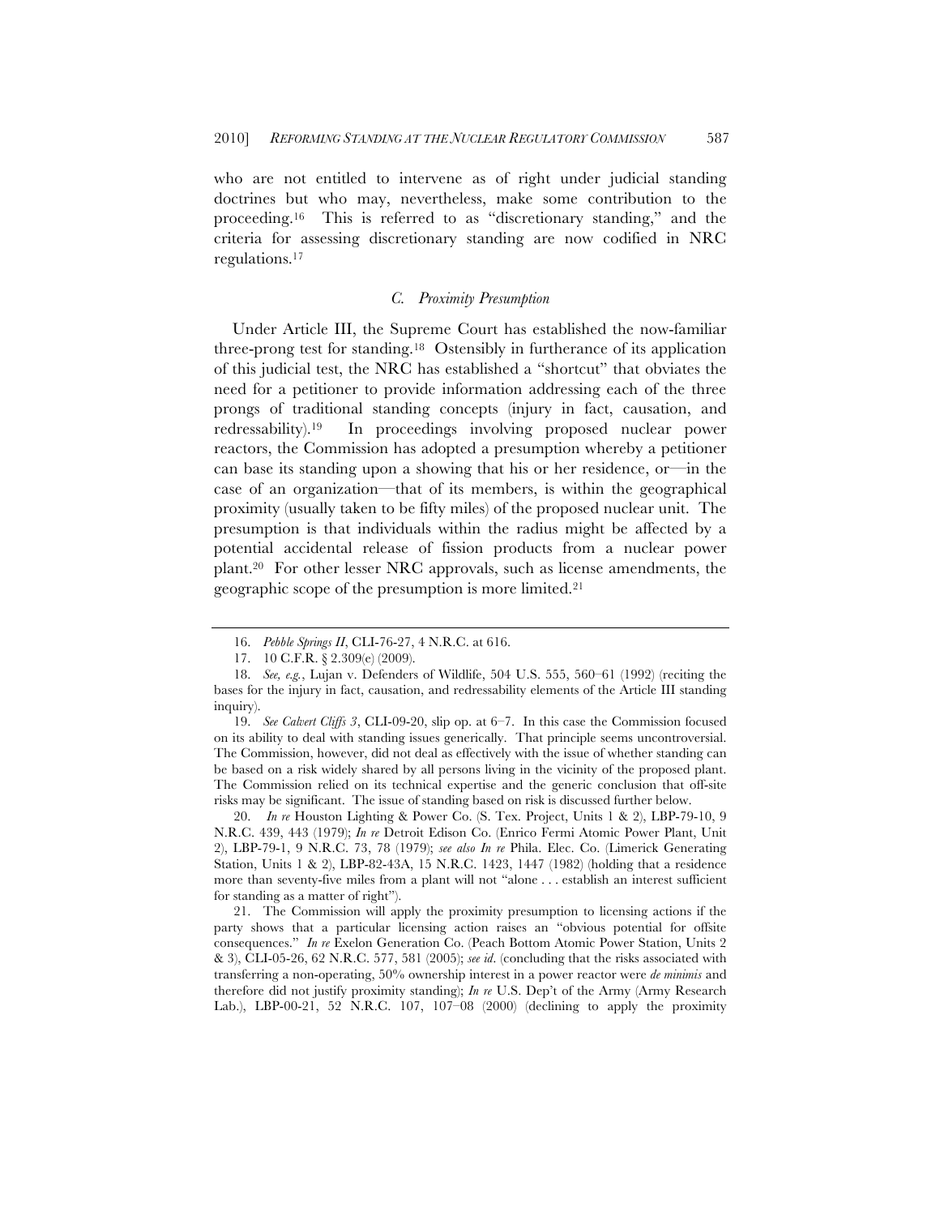who are not entitled to intervene as of right under judicial standing doctrines but who may, nevertheless, make some contribution to the proceeding.[16] This is referred to as "discretionary standing," and the criteria for assessing discretionary standing are now codified in NRC regulations.[17]

### C. Proximity Presumption

Under Article III, the Supreme Court has established the now-familiar three-prong test for standing.[18] Ostensibly in furtherance of its application of this judicial test, the NRC has established a "shortcut" that obviates the need for a petitioner to provide information addressing each of the three prongs of traditional standing concepts (injury in fact, causation, and redressability).[19] In proceedings involving proposed nuclear power reactors, the Commission has adopted a presumption whereby a petitioner can base its standing upon a showing that his or her residence, or—in the case of an organization—that of its members, is within the geographical proximity (usually taken to be fifty miles) of the proposed nuclear unit. The presumption is that individuals within the radius might be affected by a potential accidental release of fission products from a nuclear power plant.[20] For other lesser NRC approvals, such as license amendments, the geographic scope of the presumption is more limited.[21]

---

16. *Pebble Springs II*, CLI-76-27, 4 N.R.C. at 616.

17. 10 C.F.R. § 2.309(e) (2009).

18. *See, e.g.*, Lujan v. Defenders of Wildlife, 504 U.S. 555, 560–61 (1992) (reciting the bases for the injury in fact, causation, and redressability elements of the Article III standing inquiry).

19. *See Calvert Cliffs 3*, CLI-09-20, slip op. at 6–7. In this case the Commission focused on its ability to deal with standing issues generically. That principle seems uncontroversial. The Commission, however, did not deal as effectively with the issue of whether standing can be based on a risk widely shared by all persons living in the vicinity of the proposed plant. The Commission relied on its technical expertise and the generic conclusion that off-site risks may be significant. The issue of standing based on risk is discussed further below.

20. *In re* Houston Lighting & Power Co. (S. Tex. Project, Units 1 & 2), LBP-79-10, 9 N.R.C. 439, 443 (1979); *In re* Detroit Edison Co. (Enrico Fermi Atomic Power Plant, Unit 2), LBP-79-1, 9 N.R.C. 73, 78 (1979); *see also In re* Phila. Elec. Co. (Limerick Generating Station, Units 1 & 2), LBP-82-43A, 15 N.R.C. 1423, 1447 (1982) (holding that a residence more than seventy-five miles from a plant will not "alone . . . establish an interest sufficient for standing as a matter of right").

21. The Commission will apply the proximity presumption to licensing actions if the party shows that a particular licensing action raises an "obvious potential for offsite consequences." *In re* Exelon Generation Co. (Peach Bottom Atomic Power Station, Units 2 & 3), CLI-05-26, 62 N.R.C. 577, 581 (2005); *see id*. (concluding that the risks associated with transferring a non-operating, 50% ownership interest in a power reactor were *de minimis* and therefore did not justify proximity standing); *In re* U.S. Dep't of the Army (Army Research Lab.), LBP-00-21, 52 N.R.C. 107, 107–08 (2000) (declining to apply the proximity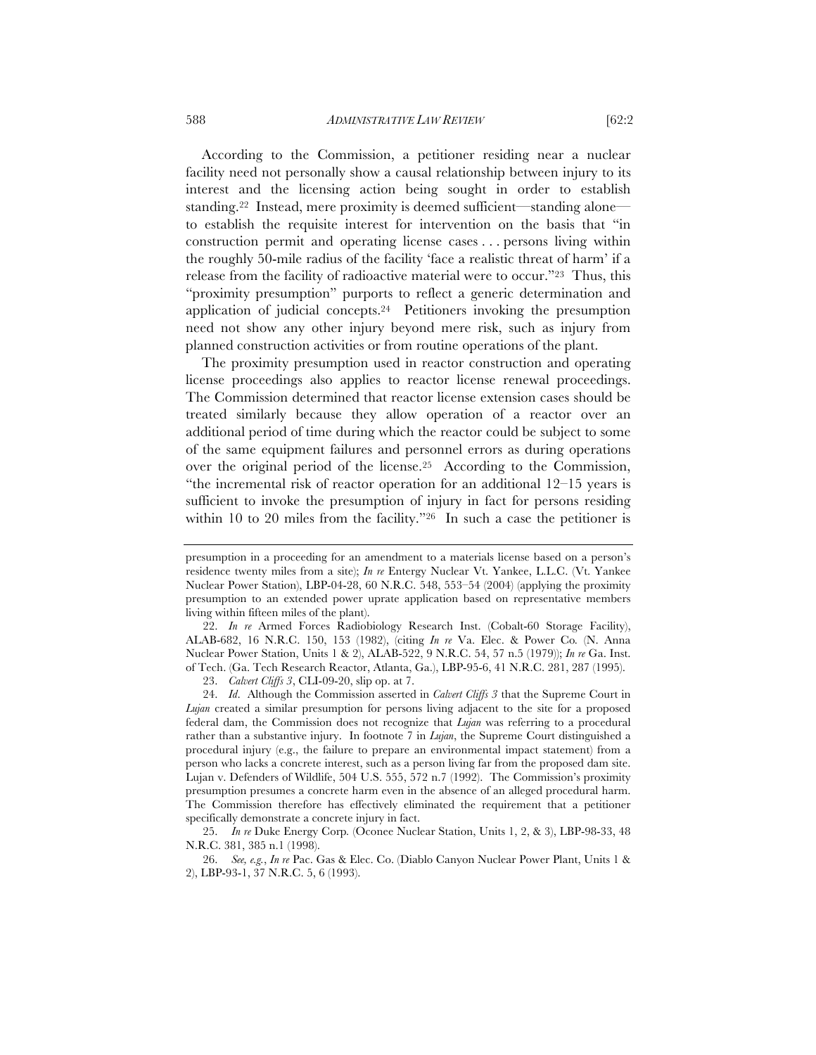According to the Commission, a petitioner residing near a nuclear facility need not personally show a causal relationship between injury to its interest and the licensing action being sought in order to establish standing.[22] Instead, mere proximity is deemed sufficient—standing alone—to establish the requisite interest for intervention on the basis that "in construction permit and operating license cases . . . persons living within the roughly 50-mile radius of the facility 'face a realistic threat of harm' if a release from the facility of radioactive material were to occur."[23] Thus, this "proximity presumption" purports to reflect a generic determination and application of judicial concepts.[24] Petitioners invoking the presumption need not show any other injury beyond mere risk, such as injury from planned construction activities or from routine operations of the plant.

The proximity presumption used in reactor construction and operating license proceedings also applies to reactor license renewal proceedings. The Commission determined that reactor license extension cases should be treated similarly because they allow operation of a reactor over an additional period of time during which the reactor could be subject to some of the same equipment failures and personnel errors as during operations over the original period of the license.[25] According to the Commission, "the incremental risk of reactor operation for an additional 12–15 years is sufficient to invoke the presumption of injury in fact for persons residing within 10 to 20 miles from the facility."[26] In such a case the petitioner is

---

presumption in a proceeding for an amendment to a materials license based on a person's residence twenty miles from a site); *In re* Entergy Nuclear Vt. Yankee, L.L.C. (Vt. Yankee Nuclear Power Station), LBP-04-28, 60 N.R.C. 548, 553–54 (2004) (applying the proximity presumption to an extended power uprate application based on representative members living within fifteen miles of the plant).

22. *In re* Armed Forces Radiobiology Research Inst. (Cobalt-60 Storage Facility), ALAB-682, 16 N.R.C. 150, 153 (1982), (citing *In re* Va. Elec. & Power Co. (N. Anna Nuclear Power Station, Units 1 & 2), ALAB-522, 9 N.R.C. 54, 57 n.5 (1979)); *In re* Ga. Inst. of Tech. (Ga. Tech Research Reactor, Atlanta, Ga.), LBP-95-6, 41 N.R.C. 281, 287 (1995).

23. *Calvert Cliffs 3*, CLI-09-20, slip op. at 7.

24. *Id*. Although the Commission asserted in *Calvert Cliffs 3* that the Supreme Court in *Lujan* created a similar presumption for persons living adjacent to the site for a proposed federal dam, the Commission does not recognize that *Lujan* was referring to a procedural rather than a substantive injury. In footnote 7 in *Lujan*, the Supreme Court distinguished a procedural injury (e.g., the failure to prepare an environmental impact statement) from a person who lacks a concrete interest, such as a person living far from the proposed dam site. Lujan v. Defenders of Wildlife, 504 U.S. 555, 572 n.7 (1992). The Commission's proximity presumption presumes a concrete harm even in the absence of an alleged procedural harm. The Commission therefore has effectively eliminated the requirement that a petitioner specifically demonstrate a concrete injury in fact.

25. *In re* Duke Energy Corp. (Oconee Nuclear Station, Units 1, 2, & 3), LBP-98-33, 48 N.R.C. 381, 385 n.1 (1998).

26. *See, e.g.*, *In re* Pac. Gas & Elec. Co. (Diablo Canyon Nuclear Power Plant, Units 1 & 2), LBP-93-1, 37 N.R.C. 5, 6 (1993).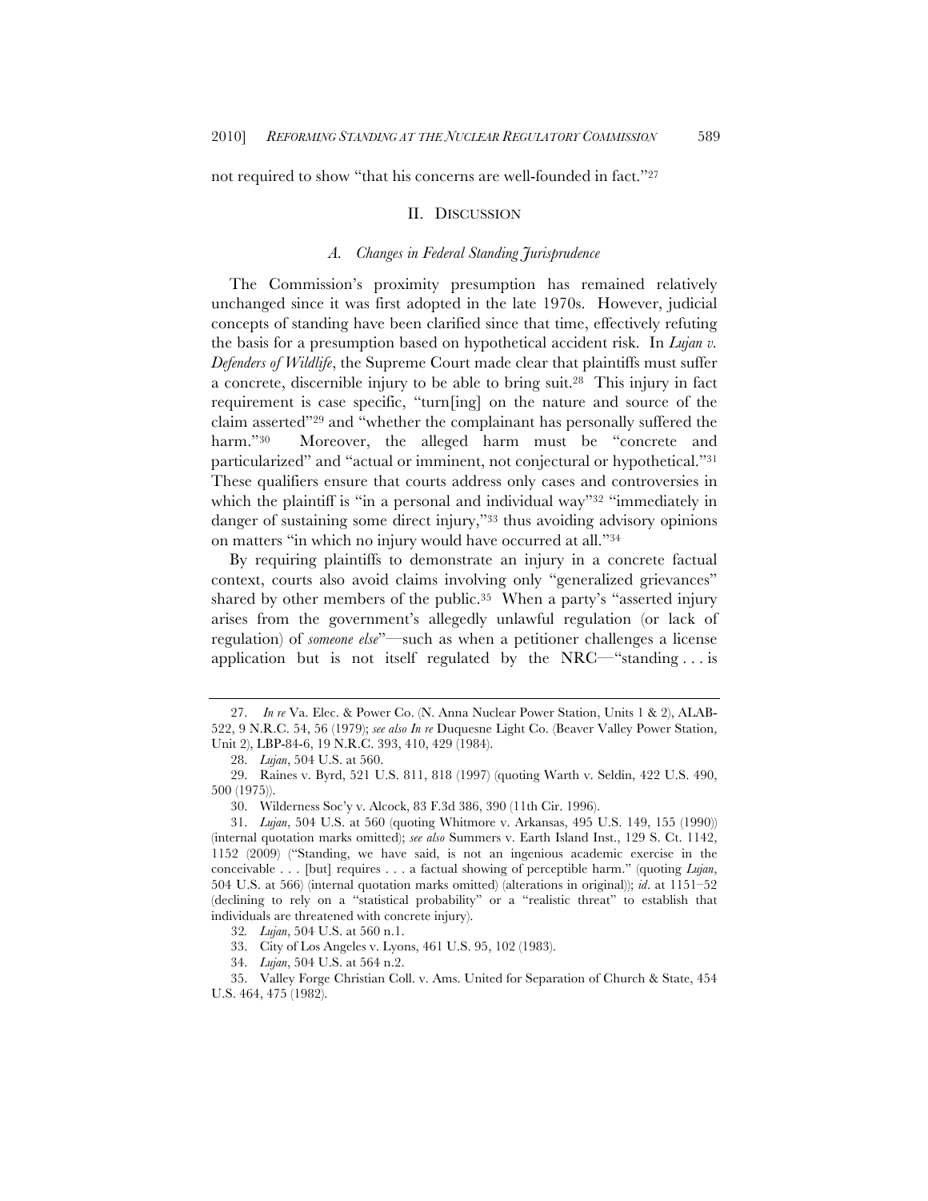not required to show "that his concerns are well-founded in fact."[27]

## II. DISCUSSION

### *A. Changes in Federal Standing Jurisprudence*

The Commission's proximity presumption has remained relatively unchanged since it was first adopted in the late 1970s. However, judicial concepts of standing have been clarified since that time, effectively refuting the basis for a presumption based on hypothetical accident risk. In *Lujan v. Defenders of Wildlife*, the Supreme Court made clear that plaintiffs must suffer a concrete, discernible injury to be able to bring suit.[28] This injury in fact requirement is case specific, "turn[ing] on the nature and source of the claim asserted"[29] and "whether the complainant has personally suffered the harm."[30] Moreover, the alleged harm must be "concrete and particularized" and "actual or imminent, not conjectural or hypothetical."[31] These qualifiers ensure that courts address only cases and controversies in which the plaintiff is "in a personal and individual way"[32] "immediately in danger of sustaining some direct injury,"[33] thus avoiding advisory opinions on matters "in which no injury would have occurred at all."[34]

By requiring plaintiffs to demonstrate an injury in a concrete factual context, courts also avoid claims involving only "generalized grievances" shared by other members of the public.[35] When a party's "asserted injury arises from the government's allegedly unlawful regulation (or lack of regulation) of *someone else*"—such as when a petitioner challenges a license application but is not itself regulated by the NRC—"standing . . . is

---

27. *In re* Va. Elec. & Power Co. (N. Anna Nuclear Power Station, Units 1 & 2), ALAB-522, 9 N.R.C. 54, 56 (1979); *see also In re* Duquesne Light Co. (Beaver Valley Power Station, Unit 2), LBP-84-6, 19 N.R.C. 393, 410, 429 (1984).

28. *Lujan*, 504 U.S. at 560.

29. Raines v. Byrd, 521 U.S. 811, 818 (1997) (quoting Warth v. Seldin, 422 U.S. 490, 500 (1975)).

30. Wilderness Soc'y v. Alcock, 83 F.3d 386, 390 (11th Cir. 1996).

31. *Lujan*, 504 U.S. at 560 (quoting Whitmore v. Arkansas, 495 U.S. 149, 155 (1990)) (internal quotation marks omitted); *see also* Summers v. Earth Island Inst., 129 S. Ct. 1142, 1152 (2009) ("Standing, we have said, is not an ingenious academic exercise in the conceivable . . . [but] requires . . . a factual showing of perceptible harm." (quoting *Lujan*, 504 U.S. at 566) (internal quotation marks omitted) (alterations in original)); *id*. at 1151–52 (declining to rely on a "statistical probability" or a "realistic threat" to establish that individuals are threatened with concrete injury).

32. *Lujan*, 504 U.S. at 560 n.1.

33. City of Los Angeles v. Lyons, 461 U.S. 95, 102 (1983).

34. *Lujan*, 504 U.S. at 564 n.2.

35. Valley Forge Christian Coll. v. Ams. United for Separation of Church & State, 454 U.S. 464, 475 (1982).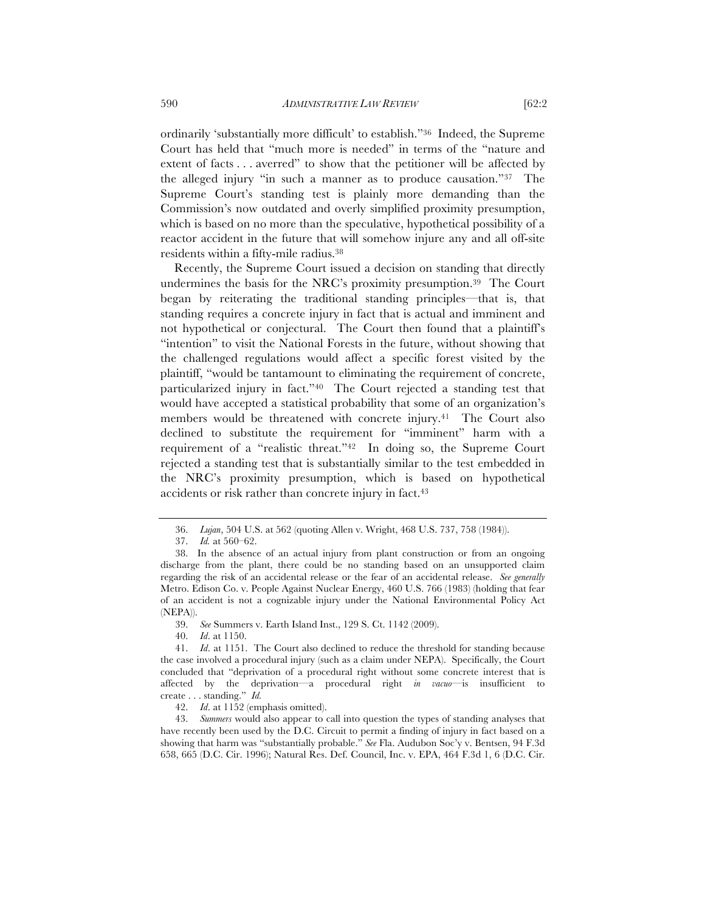ordinarily 'substantially more difficult' to establish."[36] Indeed, the Supreme Court has held that "much more is needed" in terms of the "nature and extent of facts . . . averred" to show that the petitioner will be affected by the alleged injury "in such a manner as to produce causation."[37] The Supreme Court's standing test is plainly more demanding than the Commission's now outdated and overly simplified proximity presumption, which is based on no more than the speculative, hypothetical possibility of a reactor accident in the future that will somehow injure any and all off-site residents within a fifty-mile radius.[38]

Recently, the Supreme Court issued a decision on standing that directly undermines the basis for the NRC's proximity presumption.[39] The Court began by reiterating the traditional standing principles—that is, that standing requires a concrete injury in fact that is actual and imminent and not hypothetical or conjectural. The Court then found that a plaintiff's "intention" to visit the National Forests in the future, without showing that the challenged regulations would affect a specific forest visited by the plaintiff, "would be tantamount to eliminating the requirement of concrete, particularized injury in fact."[40] The Court rejected a standing test that would have accepted a statistical probability that some of an organization's members would be threatened with concrete injury.[41] The Court also declined to substitute the requirement for "imminent" harm with a requirement of a "realistic threat."[42] In doing so, the Supreme Court rejected a standing test that is substantially similar to the test embedded in the NRC's proximity presumption, which is based on hypothetical accidents or risk rather than concrete injury in fact.[43]

---

36. *Lujan*, 504 U.S. at 562 (quoting Allen v. Wright, 468 U.S. 737, 758 (1984)).

37. *Id.* at 560–62.

38. In the absence of an actual injury from plant construction or from an ongoing discharge from the plant, there could be no standing based on an unsupported claim regarding the risk of an accidental release or the fear of an accidental release. *See generally* Metro. Edison Co. v. People Against Nuclear Energy, 460 U.S. 766 (1983) (holding that fear of an accident is not a cognizable injury under the National Environmental Policy Act (NEPA)).

39. *See* Summers v. Earth Island Inst., 129 S. Ct. 1142 (2009).

40. *Id*. at 1150.

41. *Id*. at 1151. The Court also declined to reduce the threshold for standing because the case involved a procedural injury (such as a claim under NEPA). Specifically, the Court concluded that "deprivation of a procedural right without some concrete interest that is affected by the deprivation—a procedural right *in vacuo*—is insufficient to create . . . standing." *Id.*

42. *Id*. at 1152 (emphasis omitted).

43. *Summers* would also appear to call into question the types of standing analyses that have recently been used by the D.C. Circuit to permit a finding of injury in fact based on a showing that harm was "substantially probable." *See* Fla. Audubon Soc'y v. Bentsen, 94 F.3d 658, 665 (D.C. Cir. 1996); Natural Res. Def. Council, Inc. v. EPA, 464 F.3d 1, 6 (D.C. Cir.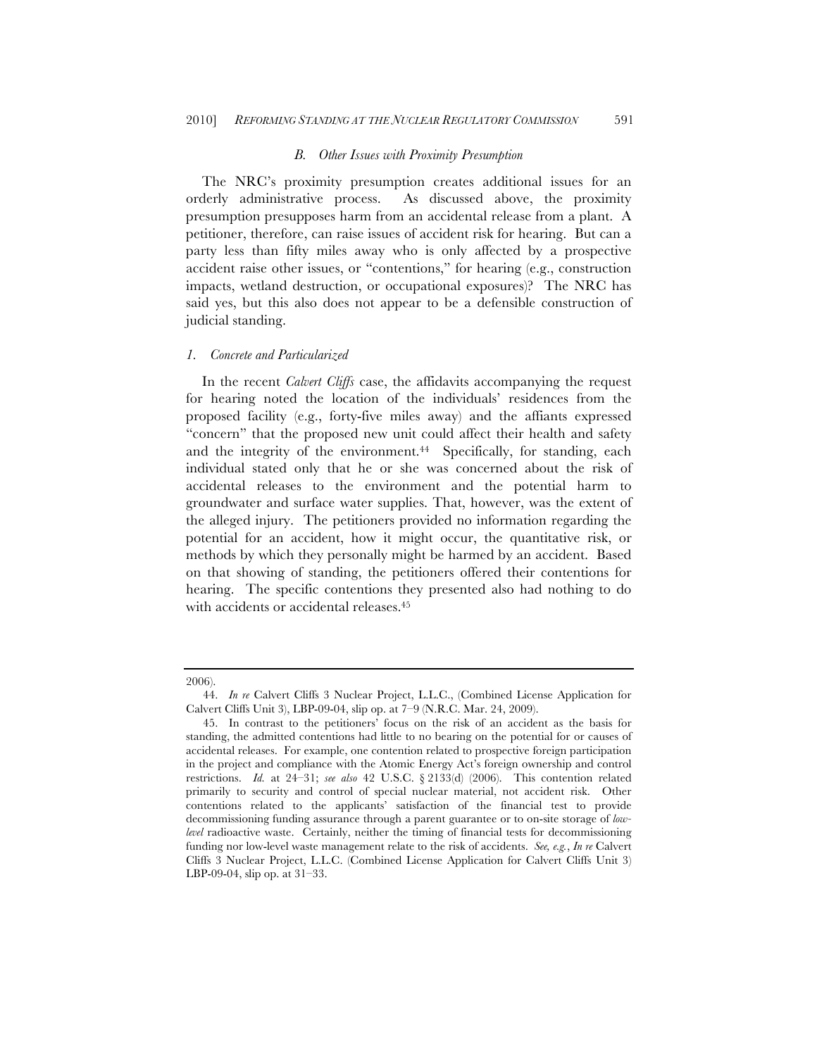### *B. Other Issues with Proximity Presumption*

The NRC's proximity presumption creates additional issues for an orderly administrative process. As discussed above, the proximity presumption presupposes harm from an accidental release from a plant. A petitioner, therefore, can raise issues of accident risk for hearing. But can a party less than fifty miles away who is only affected by a prospective accident raise other issues, or "contentions," for hearing (e.g., construction impacts, wetland destruction, or occupational exposures)? The NRC has said yes, but this also does not appear to be a defensible construction of judicial standing.

#### *1. Concrete and Particularized*

In the recent *Calvert Cliffs* case, the affidavits accompanying the request for hearing noted the location of the individuals' residences from the proposed facility (e.g., forty-five miles away) and the affiants expressed "concern" that the proposed new unit could affect their health and safety and the integrity of the environment.[44] Specifically, for standing, each individual stated only that he or she was concerned about the risk of accidental releases to the environment and the potential harm to groundwater and surface water supplies. That, however, was the extent of the alleged injury. The petitioners provided no information regarding the potential for an accident, how it might occur, the quantitative risk, or methods by which they personally might be harmed by an accident. Based on that showing of standing, the petitioners offered their contentions for hearing. The specific contentions they presented also had nothing to do with accidents or accidental releases.[45]

---

2006).

44. *In re* Calvert Cliffs 3 Nuclear Project, L.L.C., (Combined License Application for Calvert Cliffs Unit 3), LBP-09-04, slip op. at 7–9 (N.R.C. Mar. 24, 2009).

45. In contrast to the petitioners' focus on the risk of an accident as the basis for standing, the admitted contentions had little to no bearing on the potential for or causes of accidental releases. For example, one contention related to prospective foreign participation in the project and compliance with the Atomic Energy Act's foreign ownership and control restrictions. *Id.* at 24–31; *see also* 42 U.S.C. § 2133(d) (2006). This contention related primarily to security and control of special nuclear material, not accident risk. Other contentions related to the applicants' satisfaction of the financial test to provide decommissioning funding assurance through a parent guarantee or to on-site storage of *low-level* radioactive waste. Certainly, neither the timing of financial tests for decommissioning funding nor low-level waste management relate to the risk of accidents. *See, e.g.*, *In re* Calvert Cliffs 3 Nuclear Project, L.L.C. (Combined License Application for Calvert Cliffs Unit 3) LBP-09-04, slip op. at 31–33.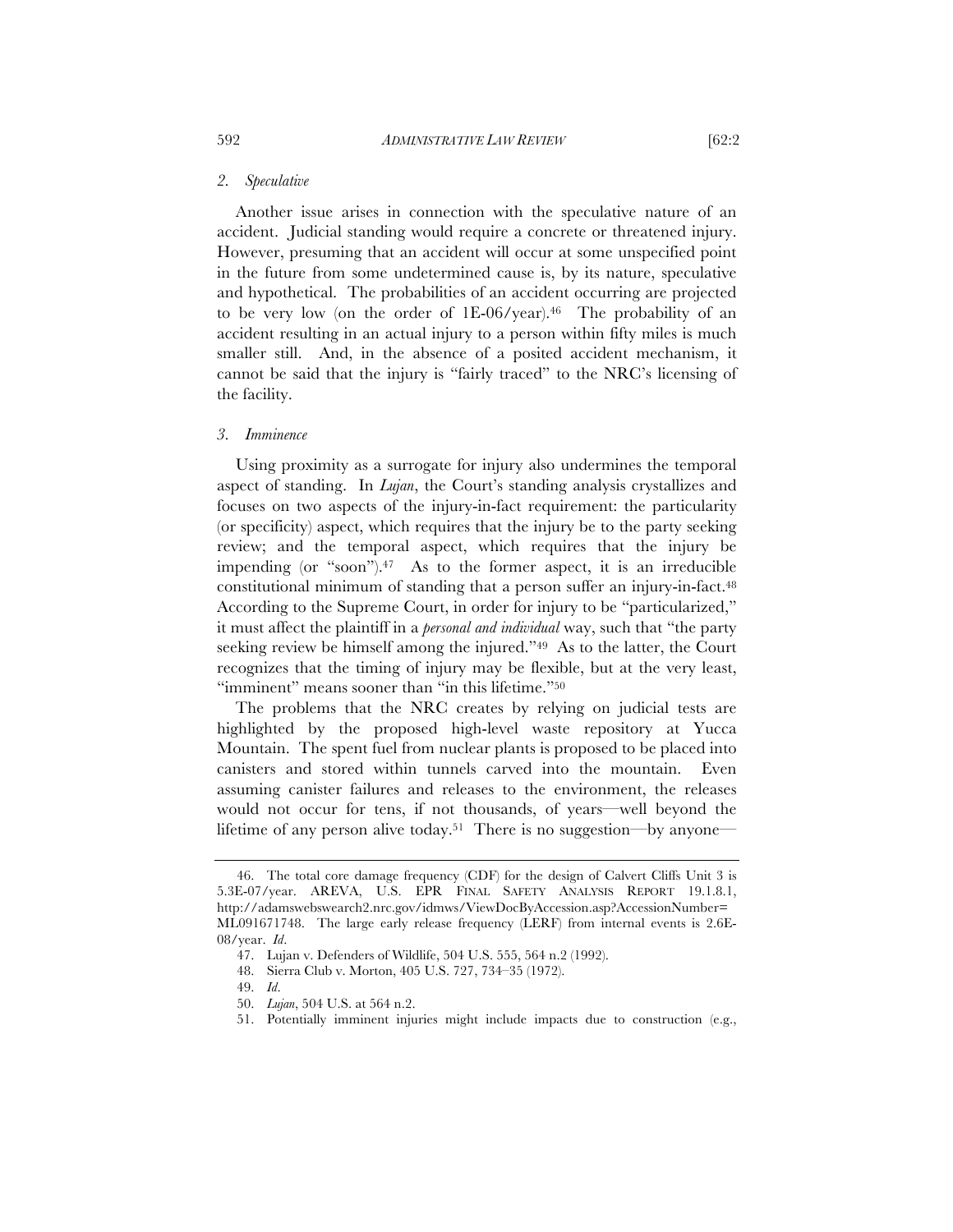### 2. *Speculative*

Another issue arises in connection with the speculative nature of an accident. Judicial standing would require a concrete or threatened injury. However, presuming that an accident will occur at some unspecified point in the future from some undetermined cause is, by its nature, speculative and hypothetical. The probabilities of an accident occurring are projected to be very low (on the order of 1E-06/year).[46] The probability of an accident resulting in an actual injury to a person within fifty miles is much smaller still. And, in the absence of a posited accident mechanism, it cannot be said that the injury is "fairly traced" to the NRC's licensing of the facility.

### 3. *Imminence*

Using proximity as a surrogate for injury also undermines the temporal aspect of standing. In *Lujan*, the Court's standing analysis crystallizes and focuses on two aspects of the injury-in-fact requirement: the particularity (or specificity) aspect, which requires that the injury be to the party seeking review; and the temporal aspect, which requires that the injury be impending (or "soon").[47] As to the former aspect, it is an irreducible constitutional minimum of standing that a person suffer an injury-in-fact.[48] According to the Supreme Court, in order for injury to be "particularized," it must affect the plaintiff in a *personal and individual* way, such that "the party seeking review be himself among the injured."[49] As to the latter, the Court recognizes that the timing of injury may be flexible, but at the very least, "imminent" means sooner than "in this lifetime."[50]

The problems that the NRC creates by relying on judicial tests are highlighted by the proposed high-level waste repository at Yucca Mountain. The spent fuel from nuclear plants is proposed to be placed into canisters and stored within tunnels carved into the mountain. Even assuming canister failures and releases to the environment, the releases would not occur for tens, if not thousands, of years—well beyond the lifetime of any person alive today.[51] There is no suggestion—by anyone—

---

46. The total core damage frequency (CDF) for the design of Calvert Cliffs Unit 3 is 5.3E-07/year. AREVA, U.S. EPR FINAL SAFETY ANALYSIS REPORT 19.1.8.1, http://adamswebsearch2.nrc.gov/idmws/ViewDocByAccession.asp?AccessionNumber=ML091671748. The large early release frequency (LERF) from internal events is 2.6E-08/year. *Id*.

47. Lujan v. Defenders of Wildlife, 504 U.S. 555, 564 n.2 (1992).

48. Sierra Club v. Morton, 405 U.S. 727, 734–35 (1972).

49. *Id*.

50. *Lujan*, 504 U.S. at 564 n.2.

51. Potentially imminent injuries might include impacts due to construction (e.g.,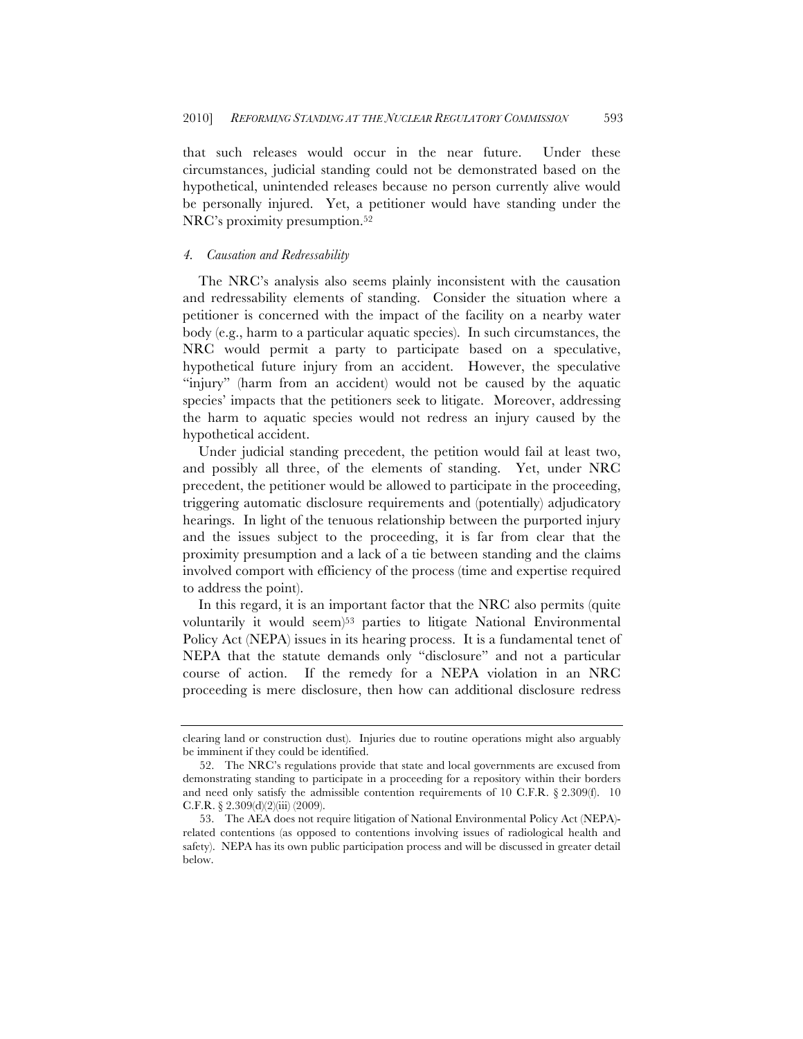that such releases would occur in the near future. Under these circumstances, judicial standing could not be demonstrated based on the hypothetical, unintended releases because no person currently alive would be personally injured. Yet, a petitioner would have standing under the NRC's proximity presumption.[52]

#### *4. Causation and Redressability*

The NRC's analysis also seems plainly inconsistent with the causation and redressability elements of standing. Consider the situation where a petitioner is concerned with the impact of the facility on a nearby water body (e.g., harm to a particular aquatic species). In such circumstances, the NRC would permit a party to participate based on a speculative, hypothetical future injury from an accident. However, the speculative "injury" (harm from an accident) would not be caused by the aquatic species' impacts that the petitioners seek to litigate. Moreover, addressing the harm to aquatic species would not redress an injury caused by the hypothetical accident.

Under judicial standing precedent, the petition would fail at least two, and possibly all three, of the elements of standing. Yet, under NRC precedent, the petitioner would be allowed to participate in the proceeding, triggering automatic disclosure requirements and (potentially) adjudicatory hearings. In light of the tenuous relationship between the purported injury and the issues subject to the proceeding, it is far from clear that the proximity presumption and a lack of a tie between standing and the claims involved comport with efficiency of the process (time and expertise required to address the point).

In this regard, it is an important factor that the NRC also permits (quite voluntarily it would seem)[53] parties to litigate National Environmental Policy Act (NEPA) issues in its hearing process. It is a fundamental tenet of NEPA that the statute demands only "disclosure" and not a particular course of action. If the remedy for a NEPA violation in an NRC proceeding is mere disclosure, then how can additional disclosure redress

---

clearing land or construction dust). Injuries due to routine operations might also arguably be imminent if they could be identified.

52. The NRC's regulations provide that state and local governments are excused from demonstrating standing to participate in a proceeding for a repository within their borders and need only satisfy the admissible contention requirements of 10 C.F.R. § 2.309(f). 10 C.F.R. § 2.309(d)(2)(iii) (2009).

53. The AEA does not require litigation of National Environmental Policy Act (NEPA)-related contentions (as opposed to contentions involving issues of radiological health and safety). NEPA has its own public participation process and will be discussed in greater detail below.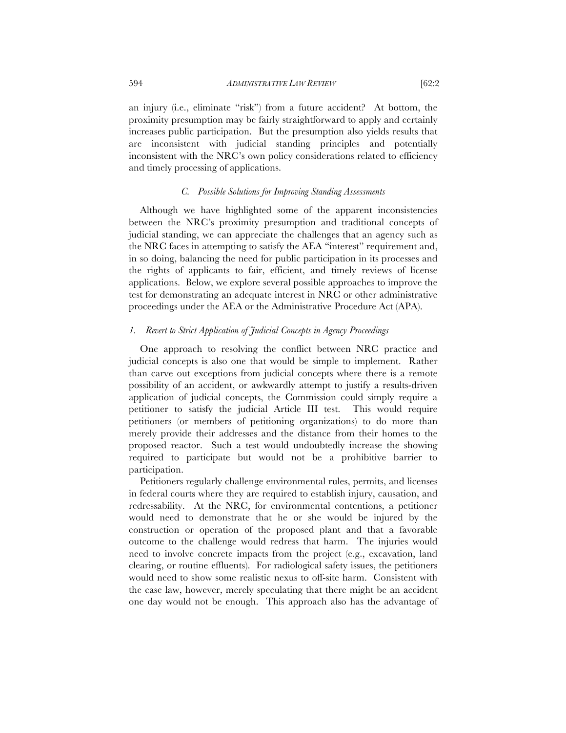an injury (i.e., eliminate "risk") from a future accident? At bottom, the proximity presumption may be fairly straightforward to apply and certainly increases public participation. But the presumption also yields results that are inconsistent with judicial standing principles and potentially inconsistent with the NRC's own policy considerations related to efficiency and timely processing of applications.

### *C. Possible Solutions for Improving Standing Assessments*

Although we have highlighted some of the apparent inconsistencies between the NRC's proximity presumption and traditional concepts of judicial standing, we can appreciate the challenges that an agency such as the NRC faces in attempting to satisfy the AEA "interest" requirement and, in so doing, balancing the need for public participation in its processes and the rights of applicants to fair, efficient, and timely reviews of license applications. Below, we explore several possible approaches to improve the test for demonstrating an adequate interest in NRC or other administrative proceedings under the AEA or the Administrative Procedure Act (APA).

#### *1. Revert to Strict Application of Judicial Concepts in Agency Proceedings*

One approach to resolving the conflict between NRC practice and judicial concepts is also one that would be simple to implement. Rather than carve out exceptions from judicial concepts where there is a remote possibility of an accident, or awkwardly attempt to justify a results-driven application of judicial concepts, the Commission could simply require a petitioner to satisfy the judicial Article III test. This would require petitioners (or members of petitioning organizations) to do more than merely provide their addresses and the distance from their homes to the proposed reactor. Such a test would undoubtedly increase the showing required to participate but would not be a prohibitive barrier to participation.

Petitioners regularly challenge environmental rules, permits, and licenses in federal courts where they are required to establish injury, causation, and redressability. At the NRC, for environmental contentions, a petitioner would need to demonstrate that he or she would be injured by the construction or operation of the proposed plant and that a favorable outcome to the challenge would redress that harm. The injuries would need to involve concrete impacts from the project (e.g., excavation, land clearing, or routine effluents). For radiological safety issues, the petitioners would need to show some realistic nexus to off-site harm. Consistent with the case law, however, merely speculating that there might be an accident one day would not be enough. This approach also has the advantage of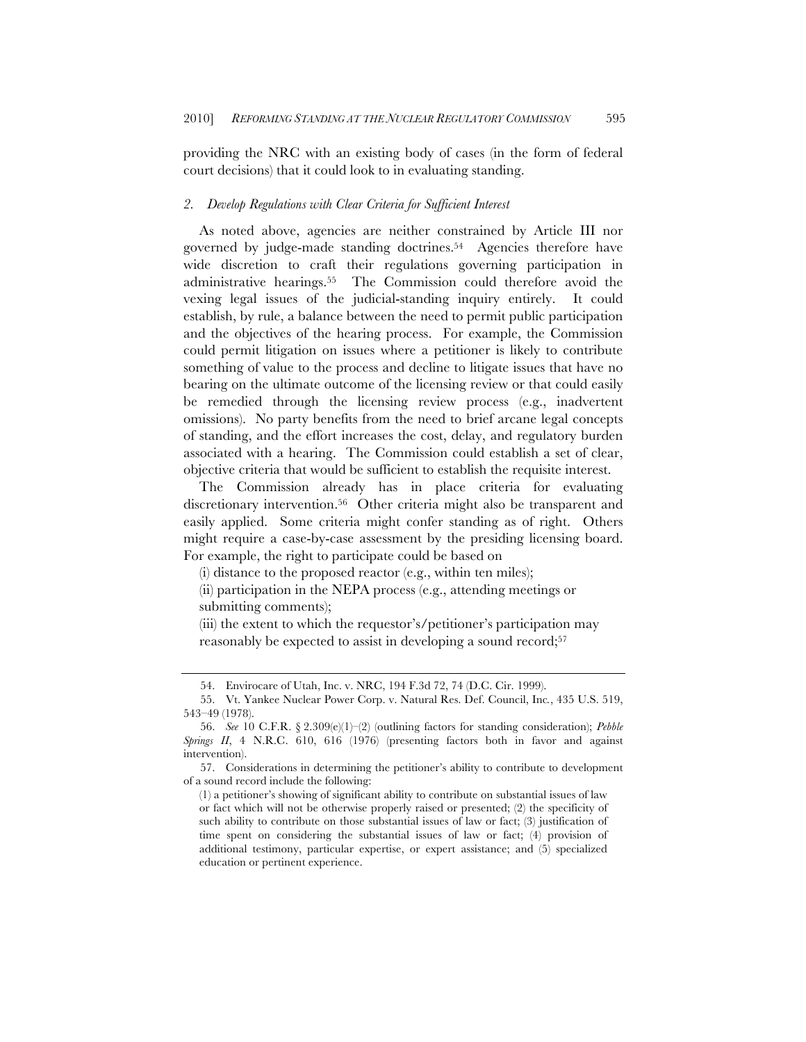providing the NRC with an existing body of cases (in the form of federal court decisions) that it could look to in evaluating standing.

### *2. Develop Regulations with Clear Criteria for Sufficient Interest*

As noted above, agencies are neither constrained by Article III nor governed by judge-made standing doctrines.[54] Agencies therefore have wide discretion to craft their regulations governing participation in administrative hearings.[55] The Commission could therefore avoid the vexing legal issues of the judicial-standing inquiry entirely. It could establish, by rule, a balance between the need to permit public participation and the objectives of the hearing process. For example, the Commission could permit litigation on issues where a petitioner is likely to contribute something of value to the process and decline to litigate issues that have no bearing on the ultimate outcome of the licensing review or that could easily be remedied through the licensing review process (e.g., inadvertent omissions). No party benefits from the need to brief arcane legal concepts of standing, and the effort increases the cost, delay, and regulatory burden associated with a hearing. The Commission could establish a set of clear, objective criteria that would be sufficient to establish the requisite interest.

The Commission already has in place criteria for evaluating discretionary intervention.[56] Other criteria might also be transparent and easily applied. Some criteria might confer standing as of right. Others might require a case-by-case assessment by the presiding licensing board. For example, the right to participate could be based on

(i) distance to the proposed reactor (e.g., within ten miles);

(ii) participation in the NEPA process (e.g., attending meetings or submitting comments);

(iii) the extent to which the requestor's/petitioner's participation may reasonably be expected to assist in developing a sound record;[57]

---

54. Envirocare of Utah, Inc. v. NRC, 194 F.3d 72, 74 (D.C. Cir. 1999).

55. Vt. Yankee Nuclear Power Corp. v. Natural Res. Def. Council, Inc., 435 U.S. 519, 543–49 (1978).

56. *See* 10 C.F.R. § 2.309(e)(1)–(2) (outlining factors for standing consideration); *Pebble Springs II*, 4 N.R.C. 610, 616 (1976) (presenting factors both in favor and against intervention).

57. Considerations in determining the petitioner's ability to contribute to development of a sound record include the following:

> (1) a petitioner's showing of significant ability to contribute on substantial issues of law or fact which will not be otherwise properly raised or presented; (2) the specificity of such ability to contribute on those substantial issues of law or fact; (3) justification of time spent on considering the substantial issues of law or fact; (4) provision of additional testimony, particular expertise, or expert assistance; and (5) specialized education or pertinent experience.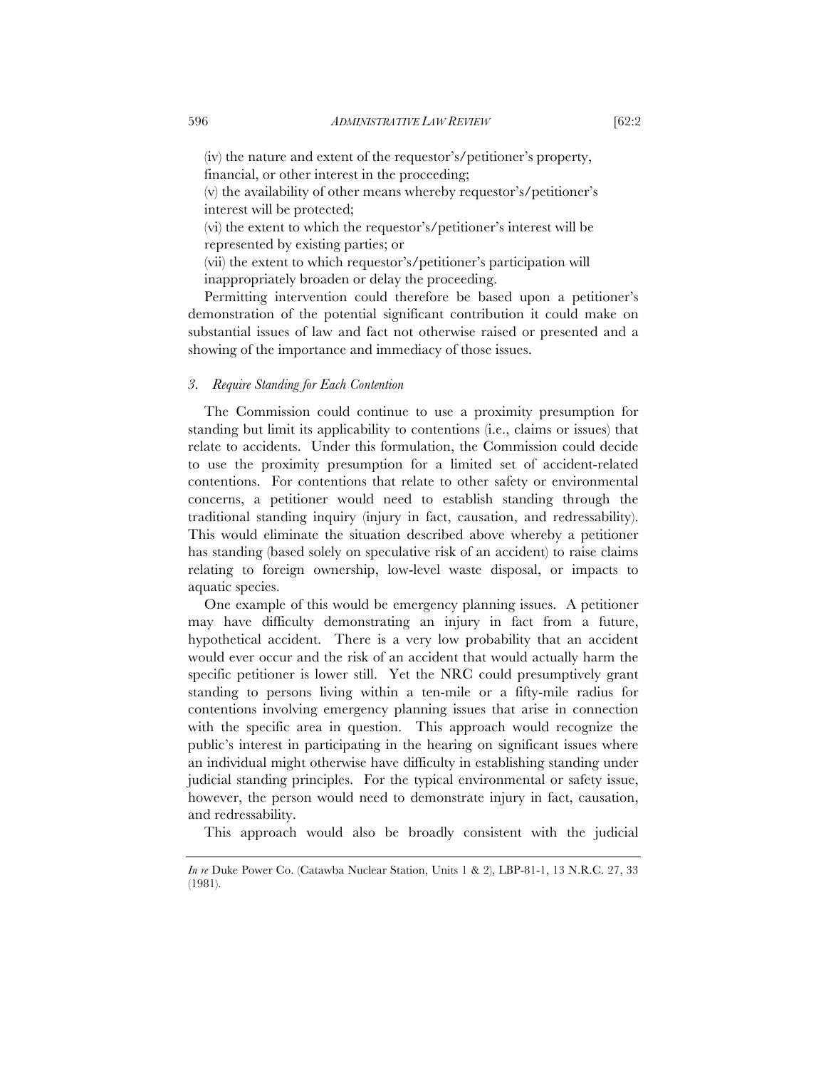(iv) the nature and extent of the requestor's/petitioner's property, financial, or other interest in the proceeding;

(v) the availability of other means whereby requestor's/petitioner's interest will be protected;

(vi) the extent to which the requestor's/petitioner's interest will be represented by existing parties; or

(vii) the extent to which requestor's/petitioner's participation will inappropriately broaden or delay the proceeding.

Permitting intervention could therefore be based upon a petitioner's demonstration of the potential significant contribution it could make on substantial issues of law and fact not otherwise raised or presented and a showing of the importance and immediacy of those issues.

### *3. Require Standing for Each Contention*

The Commission could continue to use a proximity presumption for standing but limit its applicability to contentions (i.e., claims or issues) that relate to accidents. Under this formulation, the Commission could decide to use the proximity presumption for a limited set of accident-related contentions. For contentions that relate to other safety or environmental concerns, a petitioner would need to establish standing through the traditional standing inquiry (injury in fact, causation, and redressability). This would eliminate the situation described above whereby a petitioner has standing (based solely on speculative risk of an accident) to raise claims relating to foreign ownership, low-level waste disposal, or impacts to aquatic species.

One example of this would be emergency planning issues. A petitioner may have difficulty demonstrating an injury in fact from a future, hypothetical accident. There is a very low probability that an accident would ever occur and the risk of an accident that would actually harm the specific petitioner is lower still. Yet the NRC could presumptively grant standing to persons living within a ten-mile or a fifty-mile radius for contentions involving emergency planning issues that arise in connection with the specific area in question. This approach would recognize the public's interest in participating in the hearing on significant issues where an individual might otherwise have difficulty in establishing standing under judicial standing principles. For the typical environmental or safety issue, however, the person would need to demonstrate injury in fact, causation, and redressability.

This approach would also be broadly consistent with the judicial

---

*In re* Duke Power Co. (Catawba Nuclear Station, Units 1 & 2), LBP-81-1, 13 N.R.C. 27, 33 (1981).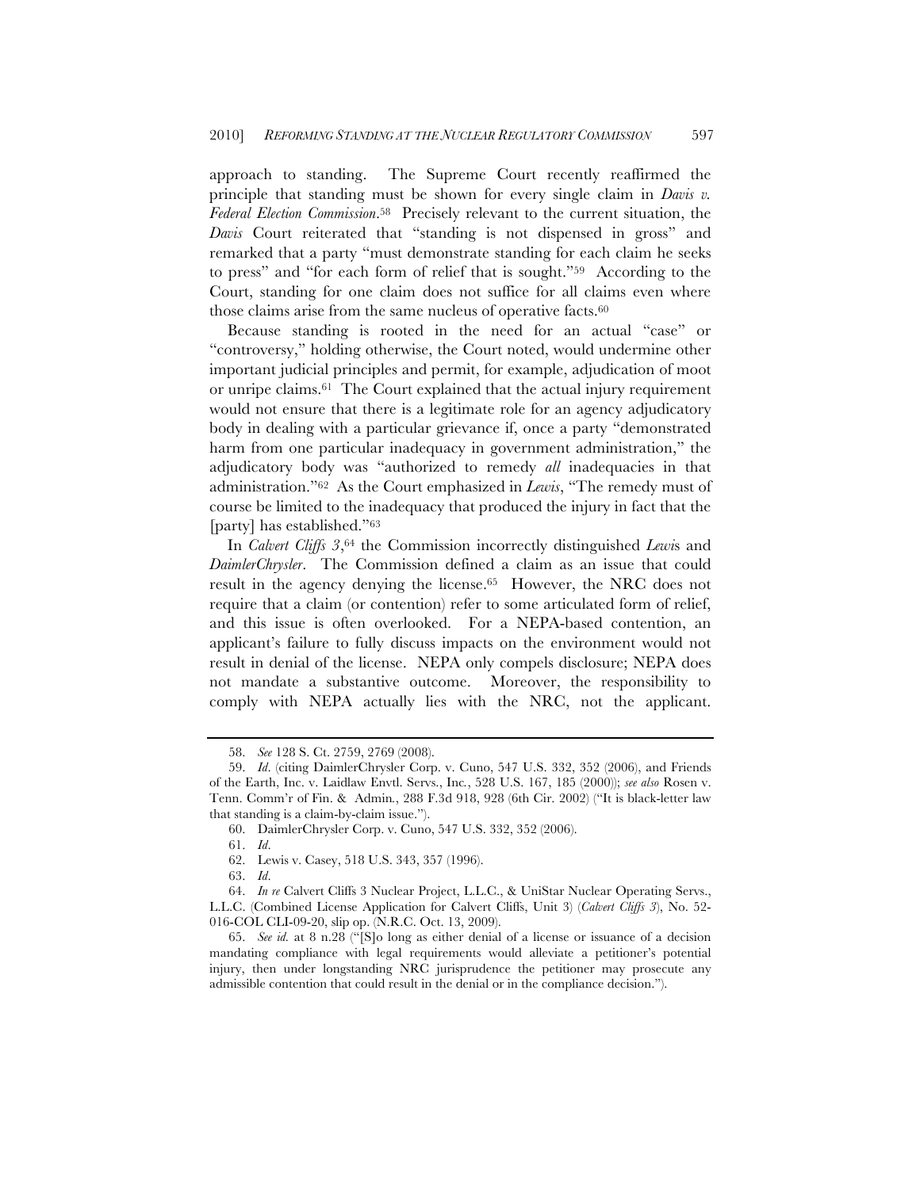approach to standing. The Supreme Court recently reaffirmed the principle that standing must be shown for every single claim in *Davis v. Federal Election Commission*.[58] Precisely relevant to the current situation, the *Davis* Court reiterated that "standing is not dispensed in gross" and remarked that a party "must demonstrate standing for each claim he seeks to press" and "for each form of relief that is sought."[59] According to the Court, standing for one claim does not suffice for all claims even where those claims arise from the same nucleus of operative facts.[60]

Because standing is rooted in the need for an actual "case" or "controversy," holding otherwise, the Court noted, would undermine other important judicial principles and permit, for example, adjudication of moot or unripe claims.[61] The Court explained that the actual injury requirement would not ensure that there is a legitimate role for an agency adjudicatory body in dealing with a particular grievance if, once a party "demonstrated harm from one particular inadequacy in government administration," the adjudicatory body was "authorized to remedy *all* inadequacies in that administration."[62] As the Court emphasized in *Lewis*, "The remedy must of course be limited to the inadequacy that produced the injury in fact that the [party] has established."[63]

In *Calvert Cliffs 3*,[64] the Commission incorrectly distinguished *Lewis* and *DaimlerChrysler*. The Commission defined a claim as an issue that could result in the agency denying the license.[65] However, the NRC does not require that a claim (or contention) refer to some articulated form of relief, and this issue is often overlooked. For a NEPA-based contention, an applicant's failure to fully discuss impacts on the environment would not result in denial of the license. NEPA only compels disclosure; NEPA does not mandate a substantive outcome. Moreover, the responsibility to comply with NEPA actually lies with the NRC, not the applicant.

---

58. *See* 128 S. Ct. 2759, 2769 (2008).

59. *Id*. (citing DaimlerChrysler Corp. v. Cuno, 547 U.S. 332, 352 (2006), and Friends of the Earth, Inc. v. Laidlaw Envtl. Servs., Inc., 528 U.S. 167, 185 (2000)); *see also* Rosen v. Tenn. Comm'r of Fin. & Admin., 288 F.3d 918, 928 (6th Cir. 2002) ("It is black-letter law that standing is a claim-by-claim issue.").

60. DaimlerChrysler Corp. v. Cuno, 547 U.S. 332, 352 (2006).

61. *Id*.

62. Lewis v. Casey, 518 U.S. 343, 357 (1996).

63. *Id*.

64. *In re* Calvert Cliffs 3 Nuclear Project, L.L.C., & UniStar Nuclear Operating Servs., L.L.C. (Combined License Application for Calvert Cliffs, Unit 3) (*Calvert Cliffs 3*), No. 52-016-COL CLI-09-20, slip op. (N.R.C. Oct. 13, 2009).

65. *See id.* at 8 n.28 ("[S]o long as either denial of a license or issuance of a decision mandating compliance with legal requirements would alleviate a petitioner's potential injury, then under longstanding NRC jurisprudence the petitioner may prosecute any admissible contention that could result in the denial or in the compliance decision.").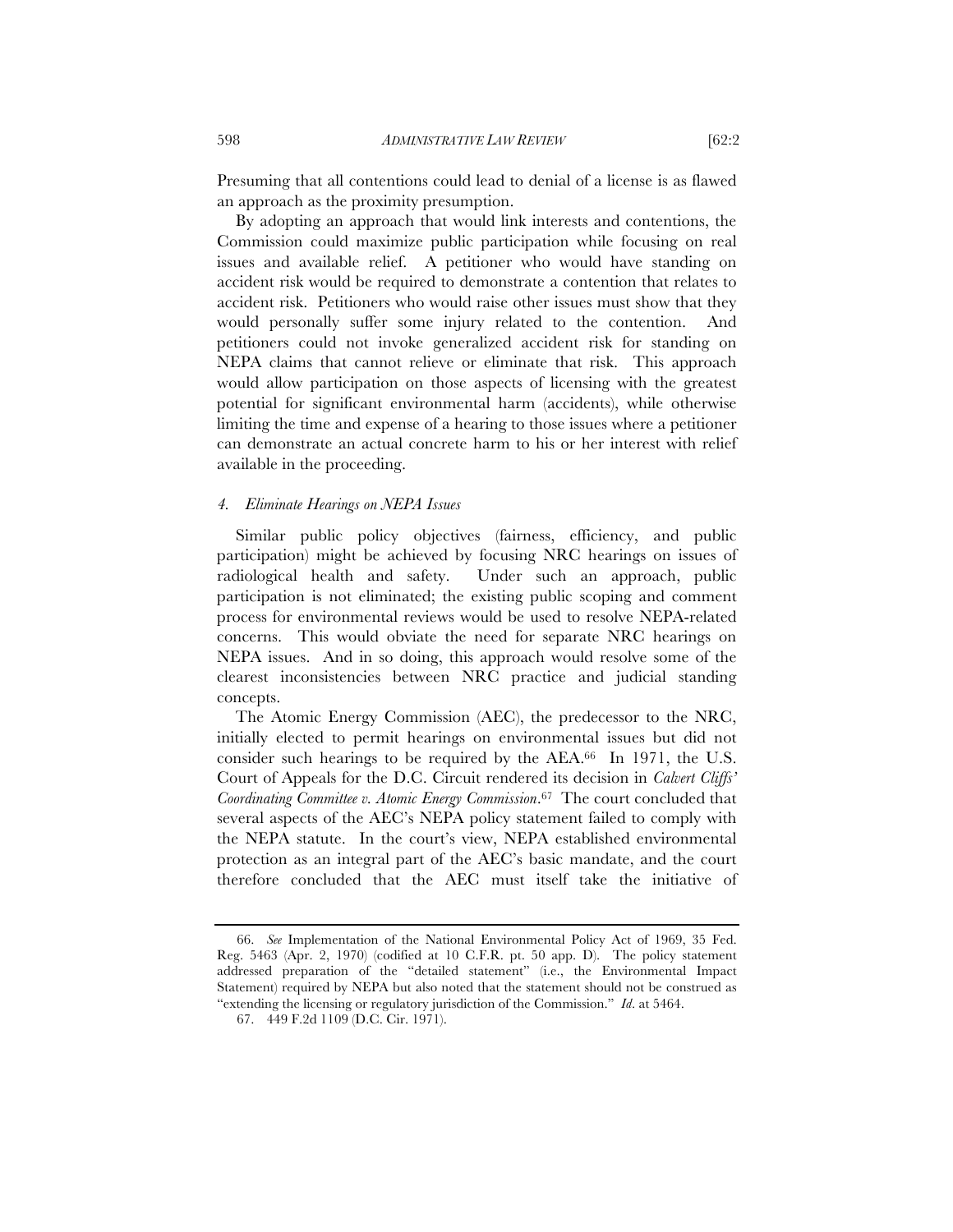Presuming that all contentions could lead to denial of a license is as flawed an approach as the proximity presumption.

By adopting an approach that would link interests and contentions, the Commission could maximize public participation while focusing on real issues and available relief. A petitioner who would have standing on accident risk would be required to demonstrate a contention that relates to accident risk. Petitioners who would raise other issues must show that they would personally suffer some injury related to the contention. And petitioners could not invoke generalized accident risk for standing on NEPA claims that cannot relieve or eliminate that risk. This approach would allow participation on those aspects of licensing with the greatest potential for significant environmental harm (accidents), while otherwise limiting the time and expense of a hearing to those issues where a petitioner can demonstrate an actual concrete harm to his or her interest with relief available in the proceeding.

#### *4. Eliminate Hearings on NEPA Issues*

Similar public policy objectives (fairness, efficiency, and public participation) might be achieved by focusing NRC hearings on issues of radiological health and safety. Under such an approach, public participation is not eliminated; the existing public scoping and comment process for environmental reviews would be used to resolve NEPA-related concerns. This would obviate the need for separate NRC hearings on NEPA issues. And in so doing, this approach would resolve some of the clearest inconsistencies between NRC practice and judicial standing concepts.

The Atomic Energy Commission (AEC), the predecessor to the NRC, initially elected to permit hearings on environmental issues but did not consider such hearings to be required by the AEA.[66] In 1971, the U.S. Court of Appeals for the D.C. Circuit rendered its decision in *Calvert Cliffs' Coordinating Committee v. Atomic Energy Commission*.[67] The court concluded that several aspects of the AEC's NEPA policy statement failed to comply with the NEPA statute. In the court's view, NEPA established environmental protection as an integral part of the AEC's basic mandate, and the court therefore concluded that the AEC must itself take the initiative of

---

66. *See* Implementation of the National Environmental Policy Act of 1969, 35 Fed. Reg. 5463 (Apr. 2, 1970) (codified at 10 C.F.R. pt. 50 app. D). The policy statement addressed preparation of the "detailed statement" (i.e., the Environmental Impact Statement) required by NEPA but also noted that the statement should not be construed as "extending the licensing or regulatory jurisdiction of the Commission." *Id.* at 5464.

67. 449 F.2d 1109 (D.C. Cir. 1971).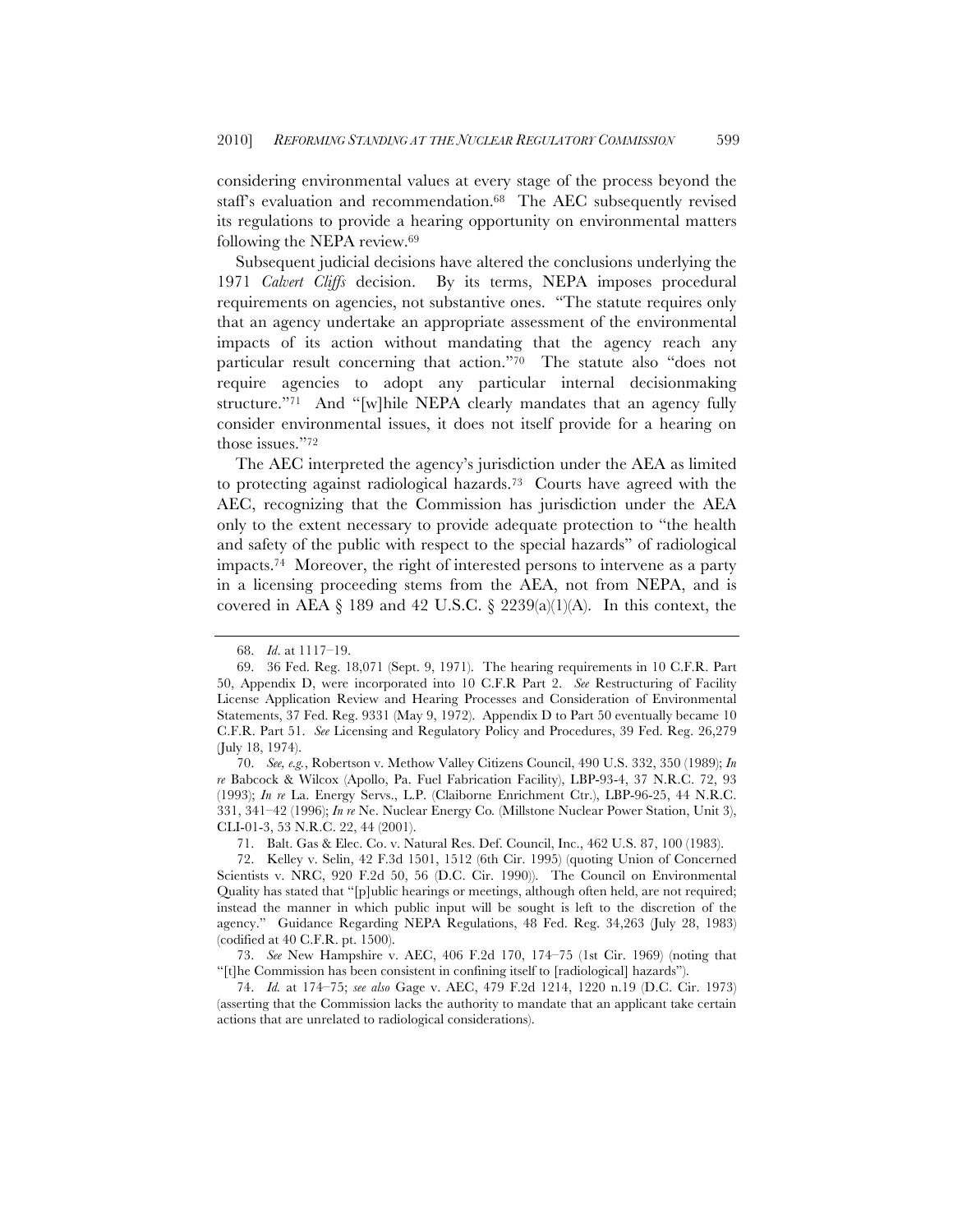considering environmental values at every stage of the process beyond the staff's evaluation and recommendation.[68] The AEC subsequently revised its regulations to provide a hearing opportunity on environmental matters following the NEPA review.[69]

Subsequent judicial decisions have altered the conclusions underlying the 1971 *Calvert Cliffs* decision. By its terms, NEPA imposes procedural requirements on agencies, not substantive ones. "The statute requires only that an agency undertake an appropriate assessment of the environmental impacts of its action without mandating that the agency reach any particular result concerning that action."[70] The statute also "does not require agencies to adopt any particular internal decisionmaking structure."[71] And "[w]hile NEPA clearly mandates that an agency fully consider environmental issues, it does not itself provide for a hearing on those issues."[72]

The AEC interpreted the agency's jurisdiction under the AEA as limited to protecting against radiological hazards.[73] Courts have agreed with the AEC, recognizing that the Commission has jurisdiction under the AEA only to the extent necessary to provide adequate protection to "the health and safety of the public with respect to the special hazards" of radiological impacts.[74] Moreover, the right of interested persons to intervene as a party in a licensing proceeding stems from the AEA, not from NEPA, and is covered in AEA § 189 and 42 U.S.C. § 2239(a)(1)(A). In this context, the

---

68. *Id*. at 1117–19.

69. 36 Fed. Reg. 18,071 (Sept. 9, 1971). The hearing requirements in 10 C.F.R. Part 50, Appendix D, were incorporated into 10 C.F.R Part 2. *See* Restructuring of Facility License Application Review and Hearing Processes and Consideration of Environmental Statements, 37 Fed. Reg. 9331 (May 9, 1972). Appendix D to Part 50 eventually became 10 C.F.R. Part 51. *See* Licensing and Regulatory Policy and Procedures, 39 Fed. Reg. 26,279 (July 18, 1974).

70. *See, e.g.*, Robertson v. Methow Valley Citizens Council, 490 U.S. 332, 350 (1989); *In re* Babcock & Wilcox (Apollo, Pa. Fuel Fabrication Facility), LBP-93-4, 37 N.R.C. 72, 93 (1993); *In re* La. Energy Servs., L.P. (Claiborne Enrichment Ctr.), LBP-96-25, 44 N.R.C. 331, 341–42 (1996); *In re* Ne. Nuclear Energy Co. (Millstone Nuclear Power Station, Unit 3), CLI-01-3, 53 N.R.C. 22, 44 (2001).

71. Balt. Gas & Elec. Co. v. Natural Res. Def. Council, Inc., 462 U.S. 87, 100 (1983).

72. Kelley v. Selin, 42 F.3d 1501, 1512 (6th Cir. 1995) (quoting Union of Concerned Scientists v. NRC, 920 F.2d 50, 56 (D.C. Cir. 1990)). The Council on Environmental Quality has stated that "[p]ublic hearings or meetings, although often held, are not required; instead the manner in which public input will be sought is left to the discretion of the agency." Guidance Regarding NEPA Regulations, 48 Fed. Reg. 34,263 (July 28, 1983) (codified at 40 C.F.R. pt. 1500).

73. *See* New Hampshire v. AEC, 406 F.2d 170, 174–75 (1st Cir. 1969) (noting that "[t]he Commission has been consistent in confining itself to [radiological] hazards").

74. *Id.* at 174–75; *see also* Gage v. AEC, 479 F.2d 1214, 1220 n.19 (D.C. Cir. 1973) (asserting that the Commission lacks the authority to mandate that an applicant take certain actions that are unrelated to radiological considerations).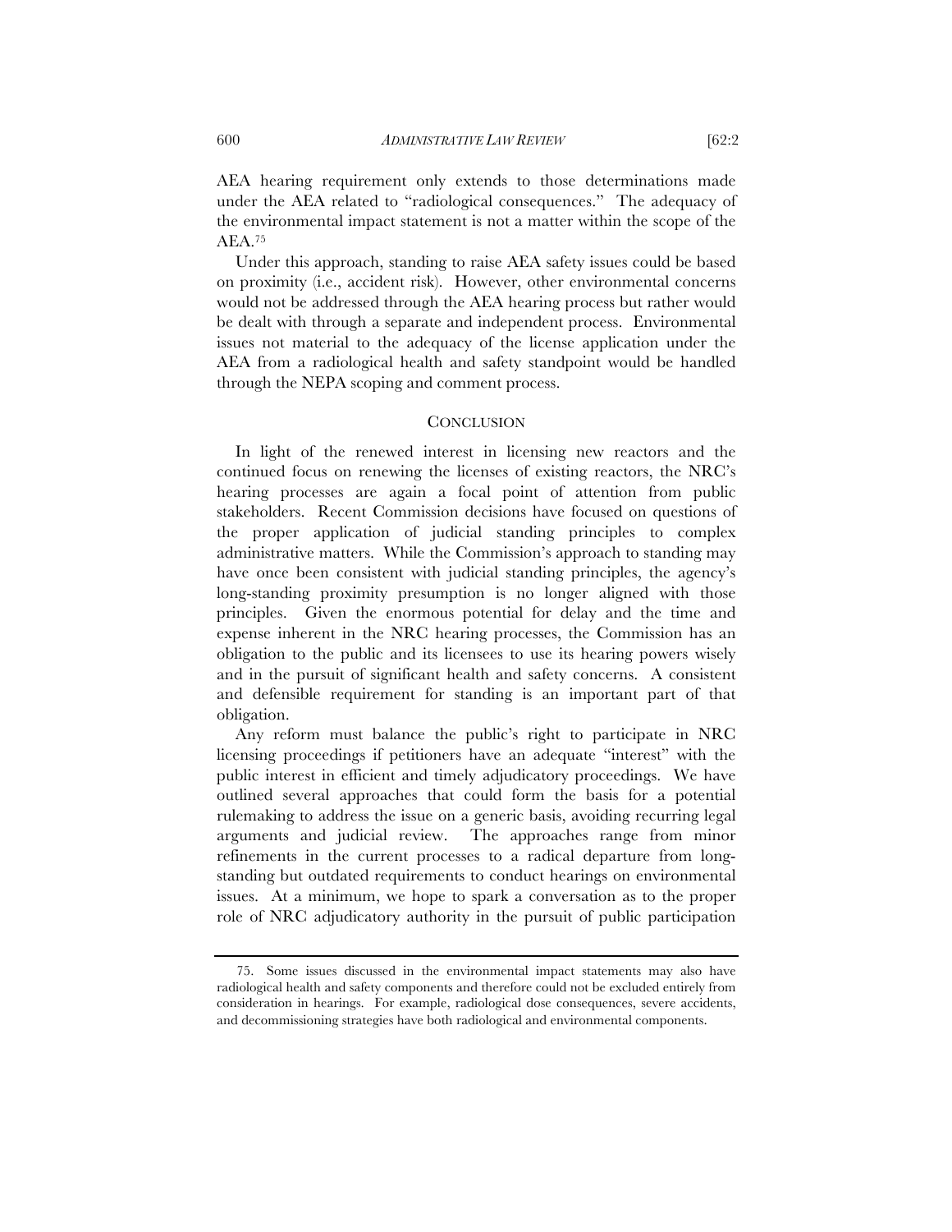AEA hearing requirement only extends to those determinations made under the AEA related to "radiological consequences." The adequacy of the environmental impact statement is not a matter within the scope of the AEA.[75]

Under this approach, standing to raise AEA safety issues could be based on proximity (i.e., accident risk). However, other environmental concerns would not be addressed through the AEA hearing process but rather would be dealt with through a separate and independent process. Environmental issues not material to the adequacy of the license application under the AEA from a radiological health and safety standpoint would be handled through the NEPA scoping and comment process.

## CONCLUSION

In light of the renewed interest in licensing new reactors and the continued focus on renewing the licenses of existing reactors, the NRC's hearing processes are again a focal point of attention from public stakeholders. Recent Commission decisions have focused on questions of the proper application of judicial standing principles to complex administrative matters. While the Commission's approach to standing may have once been consistent with judicial standing principles, the agency's long-standing proximity presumption is no longer aligned with those principles. Given the enormous potential for delay and the time and expense inherent in the NRC hearing processes, the Commission has an obligation to the public and its licensees to use its hearing powers wisely and in the pursuit of significant health and safety concerns. A consistent and defensible requirement for standing is an important part of that obligation.

Any reform must balance the public's right to participate in NRC licensing proceedings if petitioners have an adequate "interest" with the public interest in efficient and timely adjudicatory proceedings. We have outlined several approaches that could form the basis for a potential rulemaking to address the issue on a generic basis, avoiding recurring legal arguments and judicial review. The approaches range from minor refinements in the current processes to a radical departure from long-standing but outdated requirements to conduct hearings on environmental issues. At a minimum, we hope to spark a conversation as to the proper role of NRC adjudicatory authority in the pursuit of public participation

---

75. Some issues discussed in the environmental impact statements may also have radiological health and safety components and therefore could not be excluded entirely from consideration in hearings. For example, radiological dose consequences, severe accidents, and decommissioning strategies have both radiological and environmental components.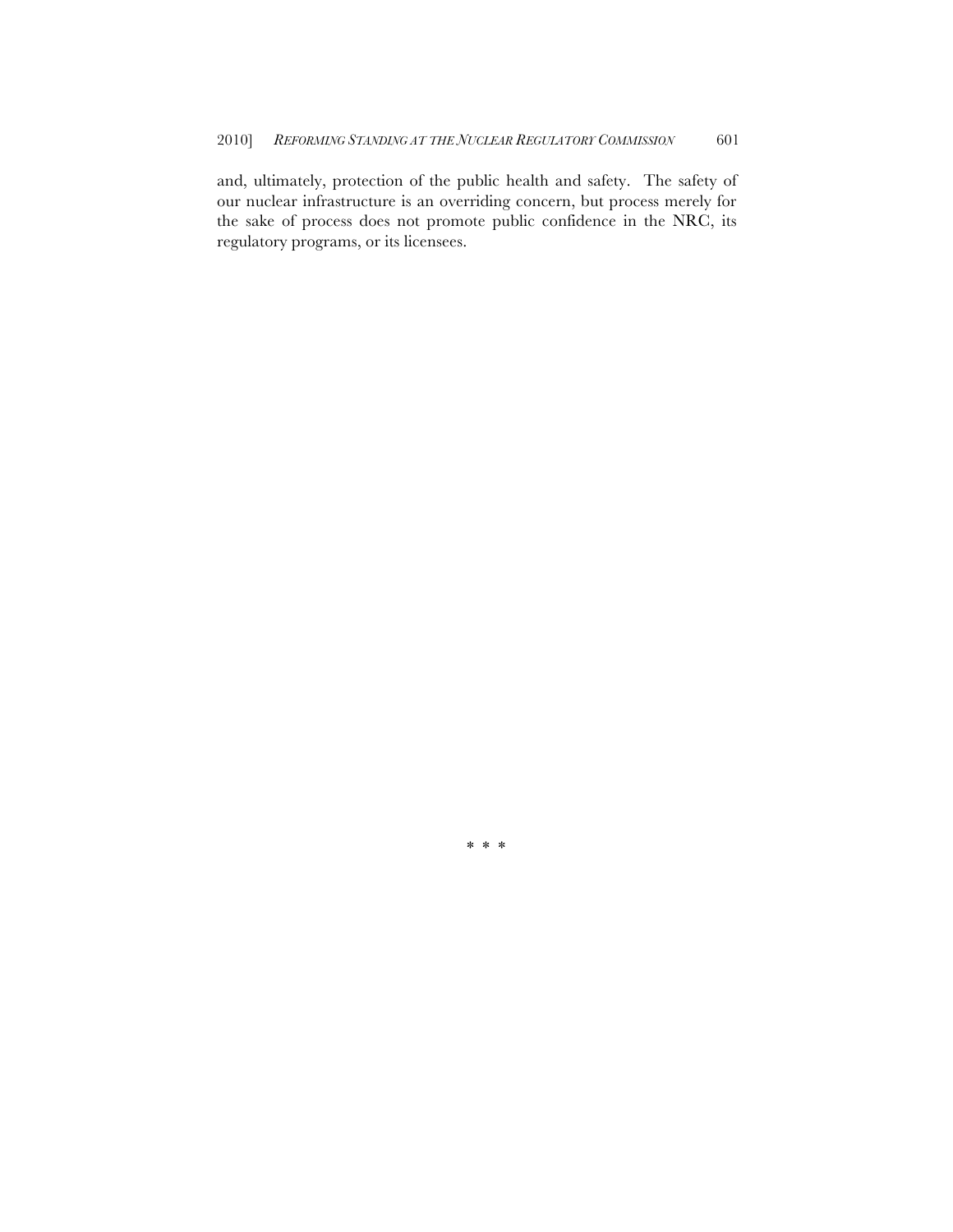and, ultimately, protection of the public health and safety. The safety of our nuclear infrastructure is an overriding concern, but process merely for the sake of process does not promote public confidence in the NRC, its regulatory programs, or its licensees.

\* \* \*